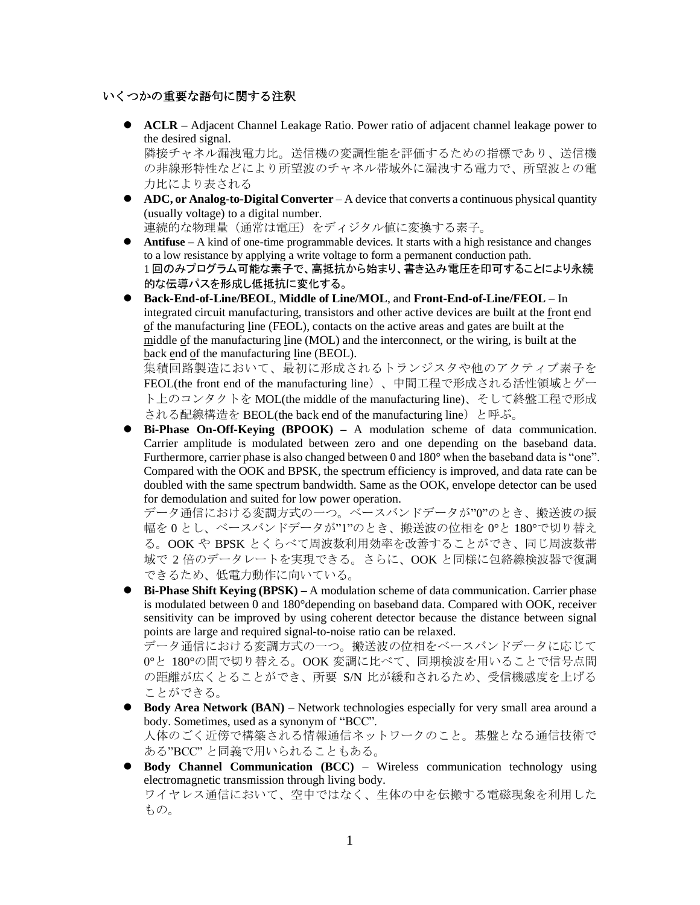## いくつかの重要な語句に関する注釈

- **ACLR** – Adjacent Channel Leakage Ratio. Power ratio of adjacent channel leakage power to the desired signal.
  隣接チャネル漏洩電力比。送信機の変調性能を評価するための指標であり、送信機の非線形特性などにより所望波のチャネル帯域外に漏洩する電力で、所望波との電力比により表される
- **ADC, or Analog-to-Digital Converter** – A device that converts a continuous physical quantity (usually voltage) to a digital number.
  連続的な物理量（通常は電圧）をディジタル値に変換する素子。
- **Antifuse** – A kind of one-time programmable devices. It starts with a high resistance and changes to a low resistance by applying a write voltage to form a permanent conduction path.
  1 回のみプログラム可能な素子で、高抵抗から始まり、書き込み電圧を印可することにより永続的な伝導パスを形成し低抵抗に変化する。
- **Back-End-of-Line/BEOL**, **Middle of Line/MOL**, and **Front-End-of-Line/FEOL** – In integrated circuit manufacturing, transistors and other active devices are built at the front end of the manufacturing line (FEOL), contacts on the active areas and gates are built at the middle of the manufacturing line (MOL) and the interconnect, or the wiring, is built at the back end of the manufacturing line (BEOL).
  集積回路製造において、最初に形成されるトランジスタや他のアクティブ素子をFEOL(the front end of the manufacturing line）、中間工程で形成される活性領域とゲート上のコンタクトを MOL(the middle of the manufacturing line)、そして終盤工程で形成される配線構造を BEOL(the back end of the manufacturing line）と呼ぶ。
- **Bi-Phase On-Off-Keying (BPOOK)** – A modulation scheme of data communication. Carrier amplitude is modulated between zero and one depending on the baseband data. Furthermore, carrier phase is also changed between 0 and 180° when the baseband data is "one". Compared with the OOK and BPSK, the spectrum efficiency is improved, and data rate can be doubled with the same spectrum bandwidth. Same as the OOK, envelope detector can be used for demodulation and suited for low power operation.
  データ通信における変調方式の一つ。ベースバンドデータが"0"のとき、搬送波の振幅を 0 とし、ベースバンドデータが"1"のとき、搬送波の位相を 0°と 180°で切り替える。OOK や BPSK とくらべて周波数利用効率を改善することができ、同じ周波数帯域で 2 倍のデータレートを実現できる。さらに、OOK と同様に包絡線検波器で復調できるため、低電力動作に向いている。
- **Bi-Phase Shift Keying (BPSK)** – A modulation scheme of data communication. Carrier phase is modulated between 0 and 180°depending on baseband data. Compared with OOK, receiver sensitivity can be improved by using coherent detector because the distance between signal points are large and required signal-to-noise ratio can be relaxed.
  データ通信における変調方式の一つ。搬送波の位相をベースバンドデータに応じて 0°と 180°の間で切り替える。OOK 変調に比べて、同期検波を用いることで信号点間の距離が広くとることができ、所要 S/N 比が緩和されるため、受信機感度を上げることができる。
- **Body Area Network (BAN)** – Network technologies especially for very small area around a body. Sometimes, used as a synonym of "BCC".
  人体のごく近傍で構築される情報通信ネットワークのこと。基盤となる通信技術である"BCC" と同義で用いられることもある。
- **Body Channel Communication (BCC)** – Wireless communication technology using electromagnetic transmission through living body.
  ワイヤレス通信において、空中ではなく、生体の中を伝搬する電磁現象を利用したもの。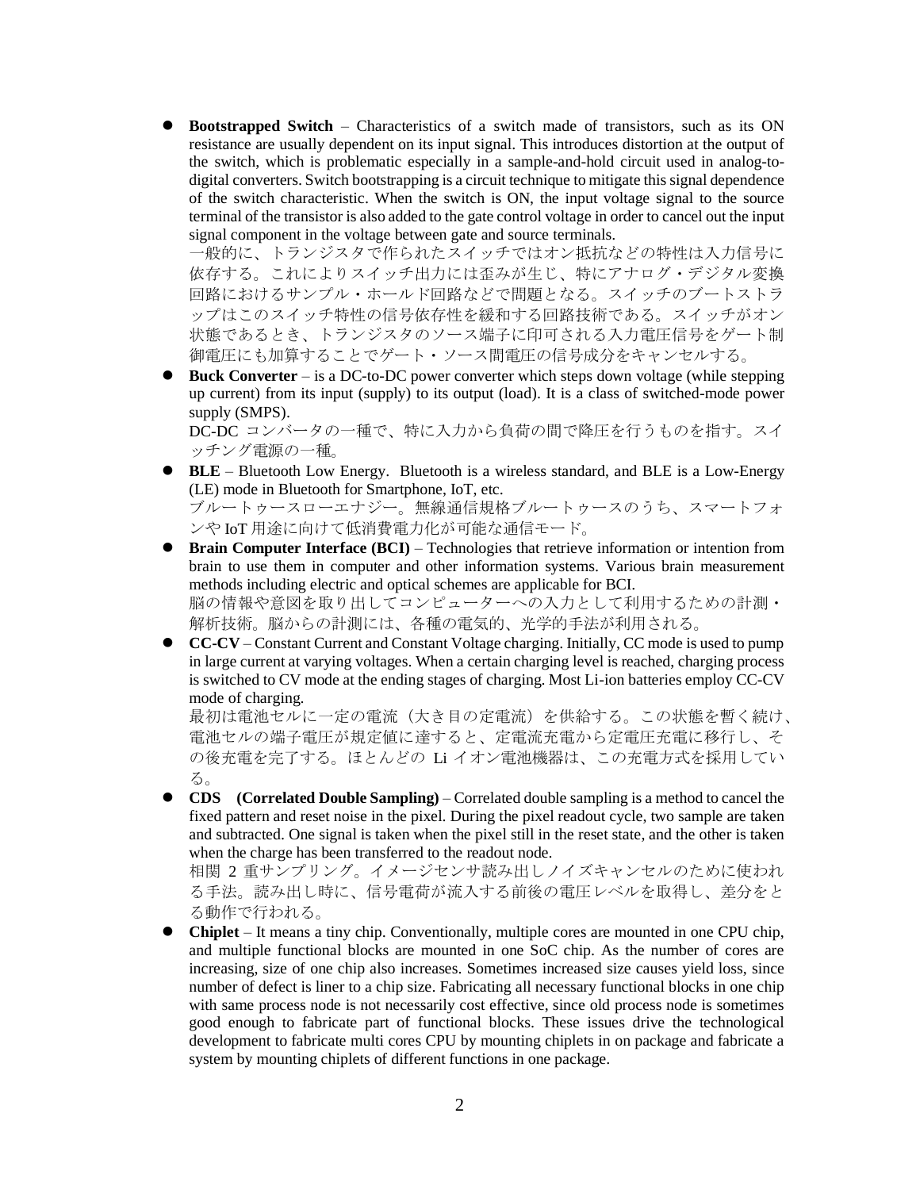- **Bootstrapped Switch** – Characteristics of a switch made of transistors, such as its ON resistance are usually dependent on its input signal. This introduces distortion at the output of the switch, which is problematic especially in a sample-and-hold circuit used in analog-to-digital converters. Switch bootstrapping is a circuit technique to mitigate this signal dependence of the switch characteristic. When the switch is ON, the input voltage signal to the source terminal of the transistor is also added to the gate control voltage in order to cancel out the input signal component in the voltage between gate and source terminals.
  一般的に、トランジスタで作られたスイッチではオン抵抗などの特性は入力信号に依存する。これによりスイッチ出力には歪みが生じ、特にアナログ・デジタル変換回路におけるサンプル・ホールド回路などで問題となる。スイッチのブートストラップはこのスイッチ特性の信号依存性を緩和する回路技術である。スイッチがオン状態であるとき、トランジスタのソース端子に印可される入力電圧信号をゲート制御電圧にも加算することでゲート・ソース間電圧の信号成分をキャンセルする。
- **Buck Converter** – is a DC-to-DC power converter which steps down voltage (while stepping up current) from its input (supply) to its output (load). It is a class of switched-mode power supply (SMPS).
  DC-DC コンバータの一種で、特に入力から負荷の間で降圧を行うものを指す。スイッチング電源の一種。
- **BLE** – Bluetooth Low Energy. Bluetooth is a wireless standard, and BLE is a Low-Energy (LE) mode in Bluetooth for Smartphone, IoT, etc.
  ブルートゥースローエナジー。無線通信規格ブルートゥースのうち、スマートフォンや IoT 用途に向けて低消費電力化が可能な通信モード。
- **Brain Computer Interface (BCI)** – Technologies that retrieve information or intention from brain to use them in computer and other information systems. Various brain measurement methods including electric and optical schemes are applicable for BCI.
  脳の情報や意図を取り出してコンピューターへの入力として利用するための計測・解析技術。脳からの計測には、各種の電気的、光学的手法が利用される。
- **CC-CV** – Constant Current and Constant Voltage charging. Initially, CC mode is used to pump in large current at varying voltages. When a certain charging level is reached, charging process is switched to CV mode at the ending stages of charging. Most Li-ion batteries employ CC-CV mode of charging.
  最初は電池セルに一定の電流（大き目の定電流）を供給する。この状態を暫く続け、電池セルの端子電圧が規定値に達すると、定電流充電から定電圧充電に移行し、その後充電を完了する。ほとんどの Li イオン電池機器は、この充電方式を採用している。
- **CDS (Correlated Double Sampling)** – Correlated double sampling is a method to cancel the fixed pattern and reset noise in the pixel. During the pixel readout cycle, two sample are taken and subtracted. One signal is taken when the pixel still in the reset state, and the other is taken when the charge has been transferred to the readout node.
  相関 2 重サンプリング。イメージセンサ読み出しノイズキャンセルのために使われる手法。読み出し時に、信号電荷が流入する前後の電圧レベルを取得し、差分をとる動作で行われる。
- **Chiplet** – It means a tiny chip. Conventionally, multiple cores are mounted in one CPU chip, and multiple functional blocks are mounted in one SoC chip. As the number of cores are increasing, size of one chip also increases. Sometimes increased size causes yield loss, since number of defect is liner to a chip size. Fabricating all necessary functional blocks in one chip with same process node is not necessarily cost effective, since old process node is sometimes good enough to fabricate part of functional blocks. These issues drive the technological development to fabricate multi cores CPU by mounting chiplets in on package and fabricate a system by mounting chiplets of different functions in one package.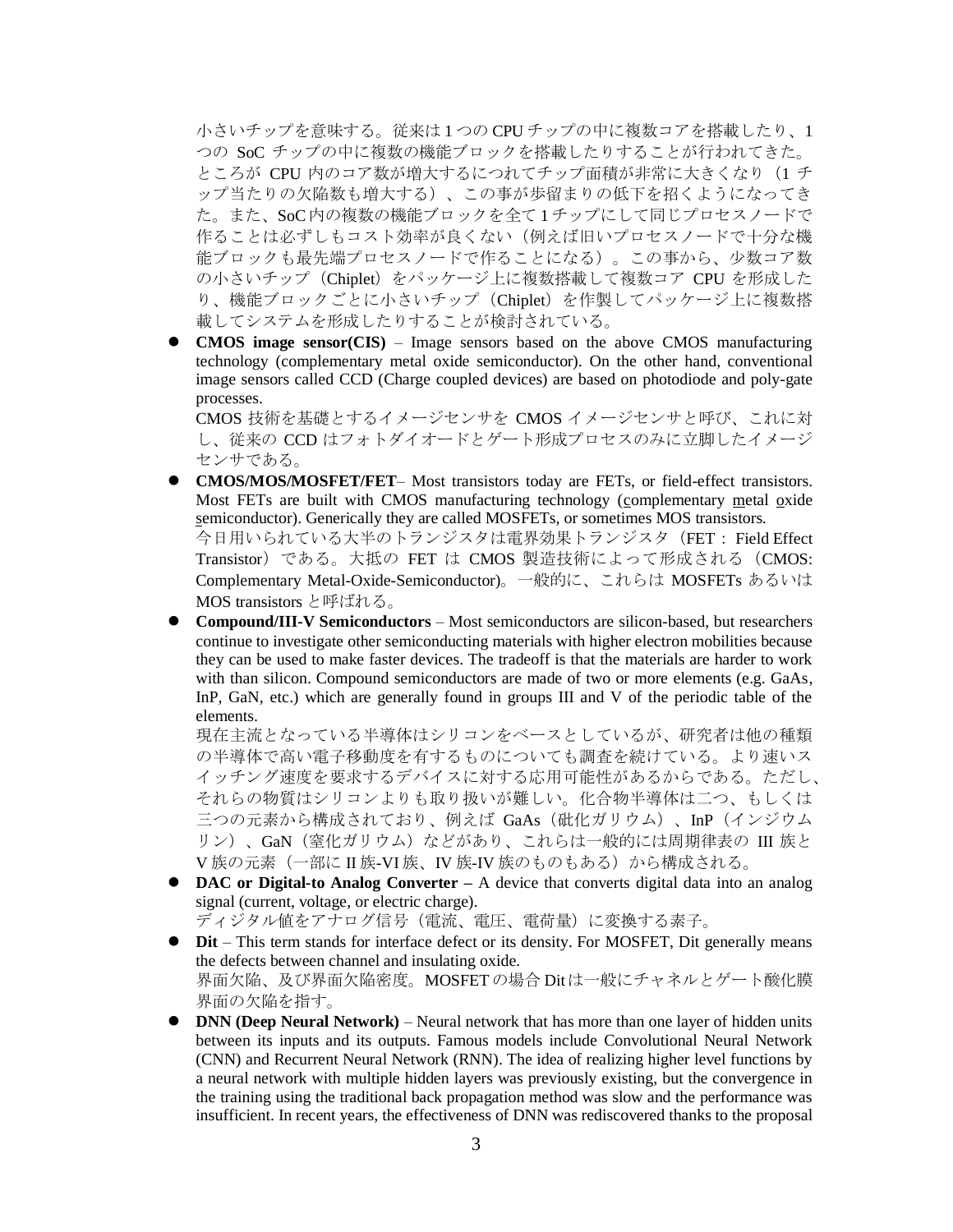小さいチップを意味する。従来は1つの CPU チップの中に複数コアを搭載したり、1つの SoC チップの中に複数の機能ブロックを搭載したりすることが行われてきた。ところが CPU 内のコア数が増大するにつれてチップ面積が非常に大きくなり（1 チップ当たりの欠陥数も増大する）、この事が歩留まりの低下を招くようになってきた。また、SoC 内の複数の機能ブロックを全て1チップにして同じプロセスノードで作ることは必ずしもコスト効率が良くない（例えば旧いプロセスノードで十分な機能ブロックも最先端プロセスノードで作ることになる）。この事から、少数コア数の小さいチップ（Chiplet）をパッケージ上に複数搭載して複数コア CPU を形成したり、機能ブロックごとに小さいチップ（Chiplet）を作製してパッケージ上に複数搭載してシステムを形成したりすることが検討されている。

- **CMOS image sensor(CIS)** – Image sensors based on the above CMOS manufacturing technology (complementary metal oxide semiconductor). On the other hand, conventional image sensors called CCD (Charge coupled devices) are based on photodiode and poly-gate processes.
  CMOS 技術を基礎とするイメージセンサを CMOS イメージセンサと呼び、これに対し、従来の CCD はフォトダイオードとゲート形成プロセスのみに立脚したイメージセンサである。
- **CMOS/MOS/MOSFET/FET**– Most transistors today are FETs, or field-effect transistors. Most FETs are built with CMOS manufacturing technology (complementary metal oxide semiconductor). Generically they are called MOSFETs, or sometimes MOS transistors.
  今日用いられている大半のトランジスタは電界効果トランジスタ（FET： Field Effect Transistor）である。大抵の FET は CMOS 製造技術によって形成される（CMOS: Complementary Metal-Oxide-Semiconductor)。一般的に、これらは MOSFETs あるいは MOS transistors と呼ばれる。
- **Compound/III-V Semiconductors** – Most semiconductors are silicon-based, but researchers continue to investigate other semiconducting materials with higher electron mobilities because they can be used to make faster devices. The tradeoff is that the materials are harder to work with than silicon. Compound semiconductors are made of two or more elements (e.g. GaAs, InP, GaN, etc.) which are generally found in groups III and V of the periodic table of the elements.
  現在主流となっている半導体はシリコンをベースとしているが、研究者は他の種類の半導体で高い電子移動度を有するものについても調査を続けている。より速いスイッチング速度を要求するデバイスに対する応用可能性があるからである。ただし、それらの物質はシリコンよりも取り扱いが難しい。化合物半導体は二つ、もしくは三つの元素から構成されており、例えば GaAs（砒化ガリウム）、InP（インジウムリン）、GaN（窒化ガリウム）などがあり、これらは一般的には周期律表の III 族と V 族の元素（一部に II 族-VI 族、IV 族-IV 族のものもある）から構成される。
- **DAC or Digital-to Analog Converter –** A device that converts digital data into an analog signal (current, voltage, or electric charge).
  ディジタル値をアナログ信号（電流、電圧、電荷量）に変換する素子。
- **Dit** – This term stands for interface defect or its density. For MOSFET, Dit generally means the defects between channel and insulating oxide.
  界面欠陥、及び界面欠陥密度。MOSFET の場合 Dit は一般にチャネルとゲート酸化膜界面の欠陥を指す。
- **DNN (Deep Neural Network)** – Neural network that has more than one layer of hidden units between its inputs and its outputs. Famous models include Convolutional Neural Network (CNN) and Recurrent Neural Network (RNN). The idea of realizing higher level functions by a neural network with multiple hidden layers was previously existing, but the convergence in the training using the traditional back propagation method was slow and the performance was insufficient. In recent years, the effectiveness of DNN was rediscovered thanks to the proposal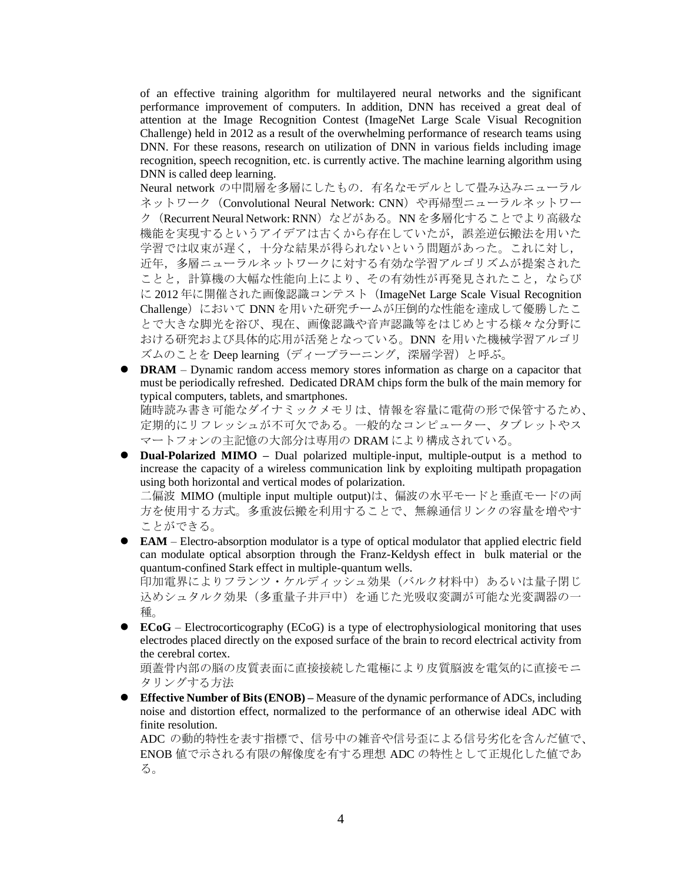of an effective training algorithm for multilayered neural networks and the significant performance improvement of computers. In addition, DNN has received a great deal of attention at the Image Recognition Contest (ImageNet Large Scale Visual Recognition Challenge) held in 2012 as a result of the overwhelming performance of research teams using DNN. For these reasons, research on utilization of DNN in various fields including image recognition, speech recognition, etc. is currently active. The machine learning algorithm using DNN is called deep learning.

Neural network の中間層を多層にしたもの．有名なモデルとして畳み込みニューラルネットワーク（Convolutional Neural Network: CNN）や再帰型ニューラルネットワーク（Recurrent Neural Network: RNN）などがある。NN を多層化することでより高級な機能を実現するというアイデアは古くから存在していたが，誤差逆伝搬法を用いた学習では収束が遅く，十分な結果が得られないという問題があった。これに対し，近年，多層ニューラルネットワークに対する有効な学習アルゴリズムが提案されたことと，計算機の大幅な性能向上により、その有効性が再発見されたこと，ならびに 2012 年に開催された画像認識コンテスト（ImageNet Large Scale Visual Recognition Challenge）において DNN を用いた研究チームが圧倒的な性能を達成して優勝したことで大きな脚光を浴び、現在、画像認識や音声認識等をはじめとする様々な分野における研究および具体的応用が活発となっている。DNN を用いた機械学習アルゴリズムのことを Deep learning（ディープラーニング，深層学習）と呼ぶ。

- **DRAM** – Dynamic random access memory stores information as charge on a capacitor that must be periodically refreshed. Dedicated DRAM chips form the bulk of the main memory for typical computers, tablets, and smartphones.
  随時読み書き可能なダイナミックメモリは、情報を容量に電荷の形で保管するため、定期的にリフレッシュが不可欠である。一般的なコンピューター、タブレットやスマートフォンの主記憶の大部分は専用の DRAM により構成されている。
- **Dual-Polarized MIMO –** Dual polarized multiple-input, multiple-output is a method to increase the capacity of a wireless communication link by exploiting multipath propagation using both horizontal and vertical modes of polarization.
  二偏波 MIMO (multiple input multiple output)は、偏波の水平モードと垂直モードの両方を使用する方式。多重波伝搬を利用することで、無線通信リンクの容量を増やすことができる。
- **EAM** – Electro-absorption modulator is a type of optical modulator that applied electric field can modulate optical absorption through the Franz-Keldysh effect in bulk material or the quantum-confined Stark effect in multiple-quantum wells.
  印加電界によりフランツ・ケルディッシュ効果（バルク材料中）あるいは量子閉じ込めシュタルク効果（多重量子井戸中）を通じた光吸収変調が可能な光変調器の一種。
- **ECoG** – Electrocorticography (ECoG) is a type of electrophysiological monitoring that uses electrodes placed directly on the exposed surface of the brain to record electrical activity from the cerebral cortex.
  頭蓋骨内部の脳の皮質表面に直接接続した電極により皮質脳波を電気的に直接モニタリングする方法
- **Effective Number of Bits (ENOB) –** Measure of the dynamic performance of ADCs, including noise and distortion effect, normalized to the performance of an otherwise ideal ADC with finite resolution.
  ADC の動的特性を表す指標で、信号中の雑音や信号歪による信号劣化を含んだ値で、ENOB 値で示される有限の解像度を有する理想 ADC の特性として正規化した値である。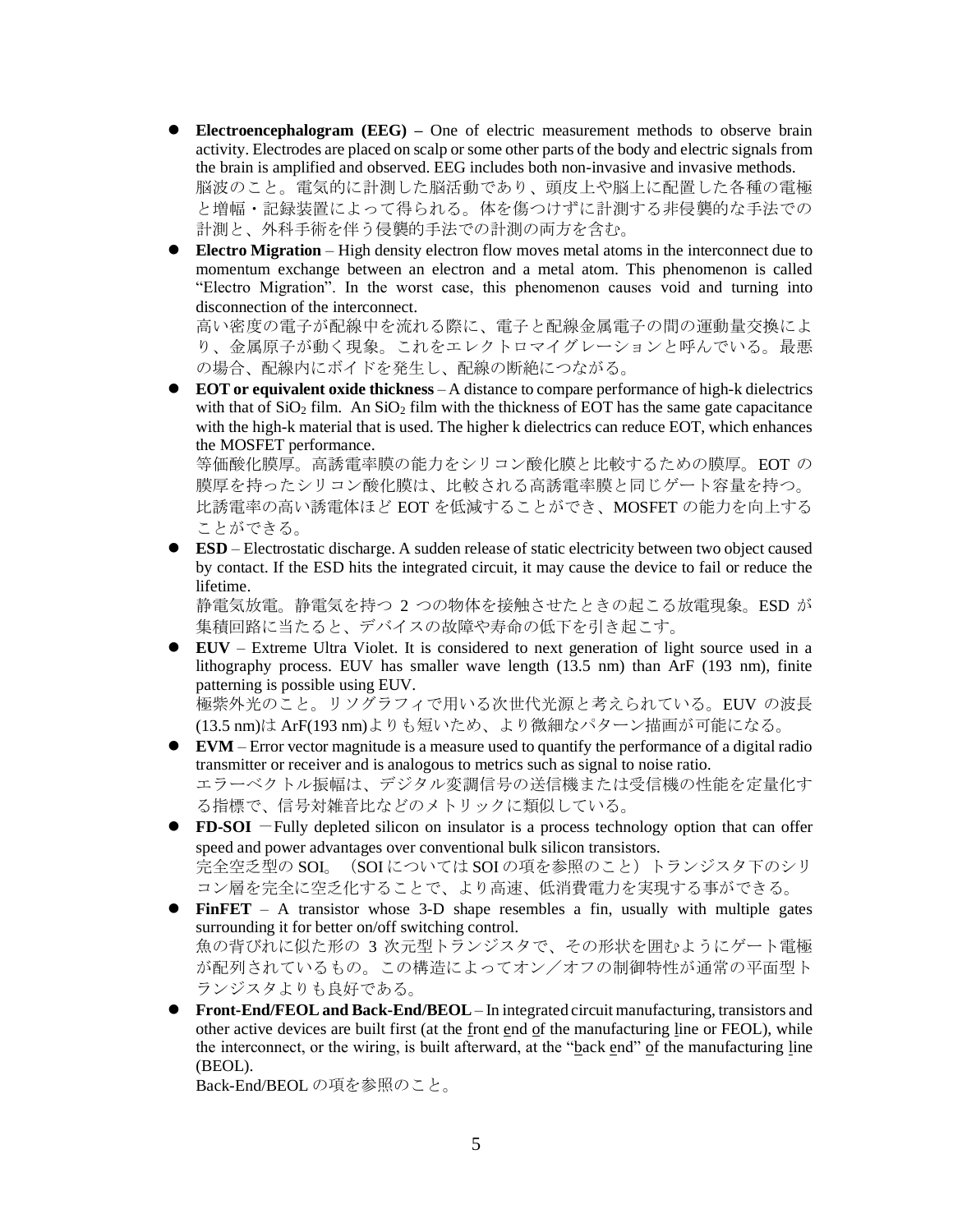- **Electroencephalogram (EEG) –** One of electric measurement methods to observe brain activity. Electrodes are placed on scalp or some other parts of the body and electric signals from the brain is amplified and observed. EEG includes both non-invasive and invasive methods.
  脳波のこと。電気的に計測した脳活動であり、頭皮上や脳上に配置した各種の電極と増幅・記録装置によって得られる。体を傷つけずに計測する非侵襲的な手法での計測と、外科手術を伴う侵襲的手法での計測の両方を含む。
- **Electro Migration** – High density electron flow moves metal atoms in the interconnect due to momentum exchange between an electron and a metal atom. This phenomenon is called "Electro Migration". In the worst case, this phenomenon causes void and turning into disconnection of the interconnect.
  高い密度の電子が配線中を流れる際に、電子と配線金属電子の間の運動量交換により、金属原子が動く現象。これをエレクトロマイグレーションと呼んでいる。最悪の場合、配線内にボイドを発生し、配線の断絶につながる。
- **EOT or equivalent oxide thickness** – A distance to compare performance of high-k dielectrics with that of $SiO_2$ film. An $SiO_2$ film with the thickness of EOT has the same gate capacitance with the high-k material that is used. The higher k dielectrics can reduce EOT, which enhances the MOSFET performance.
  等価酸化膜厚。高誘電率膜の能力をシリコン酸化膜と比較するための膜厚。EOT の膜厚を持ったシリコン酸化膜は、比較される高誘電率膜と同じゲート容量を持つ。比誘電率の高い誘電体ほど EOT を低減することができ、MOSFET の能力を向上することができる。
- **ESD** – Electrostatic discharge. A sudden release of static electricity between two object caused by contact. If the ESD hits the integrated circuit, it may cause the device to fail or reduce the lifetime.
  静電気放電。静電気を持つ 2 つの物体を接触させたときの起こる放電現象。ESD が集積回路に当たると、デバイスの故障や寿命の低下を引き起こす。
- **EUV** – Extreme Ultra Violet. It is considered to next generation of light source used in a lithography process. EUV has smaller wave length (13.5 nm) than ArF (193 nm), finite patterning is possible using EUV.
  極紫外光のこと。リソグラフィで用いる次世代光源と考えられている。EUV の波長(13.5 nm)は ArF(193 nm)よりも短いため、より微細なパターン描画が可能になる。
- **EVM** – Error vector magnitude is a measure used to quantify the performance of a digital radio transmitter or receiver and is analogous to metrics such as signal to noise ratio.
  エラーベクトル振幅は、デジタル変調信号の送信機または受信機の性能を定量化する指標で、信号対雑音比などのメトリックに類似している。
- **FD-SOI** －Fully depleted silicon on insulator is a process technology option that can offer speed and power advantages over conventional bulk silicon transistors.
  完全空乏型の SOI。（SOI については SOI の項を参照のこと）トランジスタ下のシリコン層を完全に空乏化することで、より高速、低消費電力を実現する事ができる。
- **FinFET** – A transistor whose 3-D shape resembles a fin, usually with multiple gates surrounding it for better on/off switching control.
  魚の背びれに似た形の 3 次元型トランジスタで、その形状を囲むようにゲート電極が配列されているもの。この構造によってオン／オフの制御特性が通常の平面型トランジスタよりも良好である。
- **Front-End/FEOL and Back-End/BEOL** – In integrated circuit manufacturing, transistors and other active devices are built first (at the front end of the manufacturing line or FEOL), while the interconnect, or the wiring, is built afterward, at the "back end" of the manufacturing line (BEOL).
  Back-End/BEOL の項を参照のこと。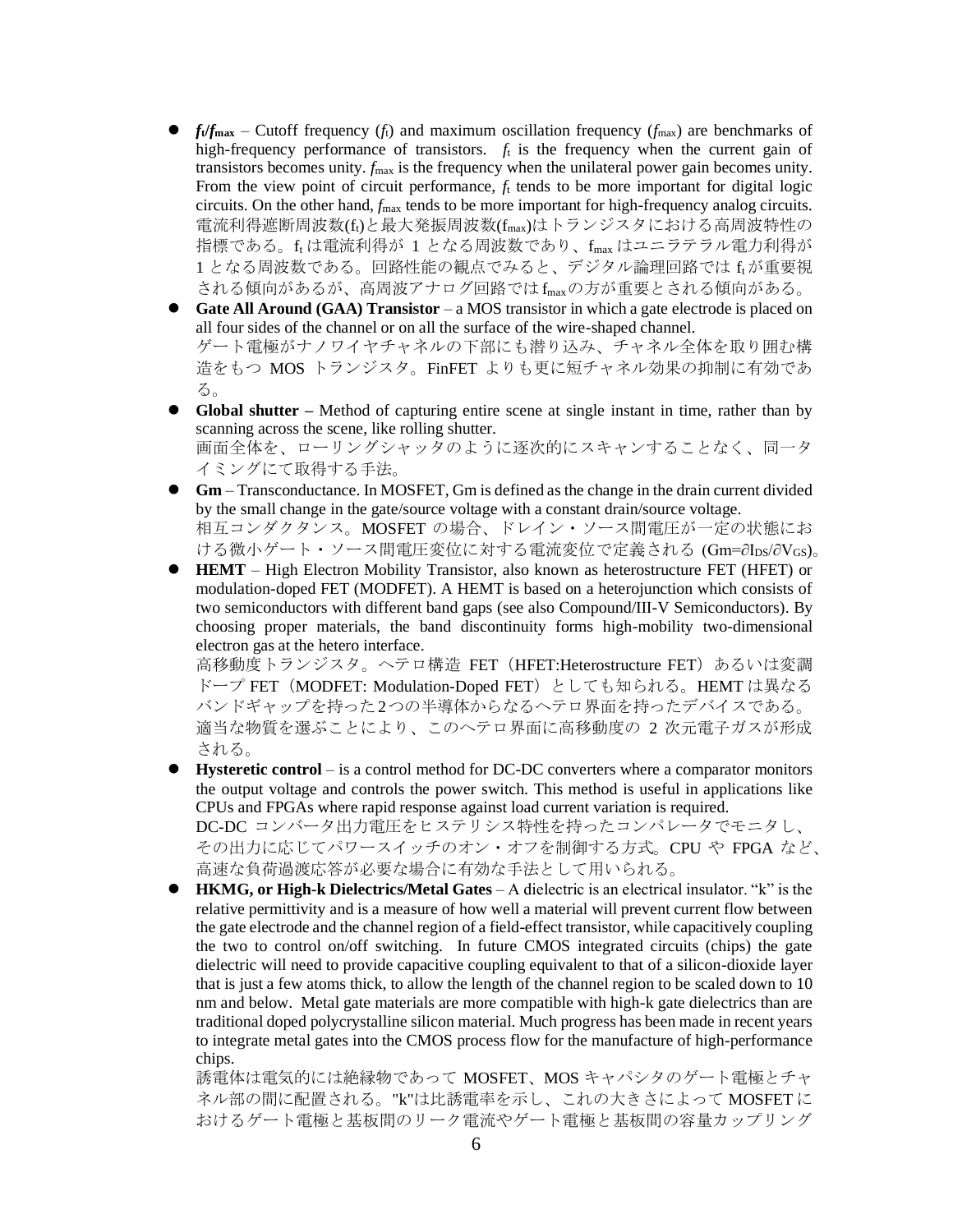- ***$f_t$/$f_{max}$*** – Cutoff frequency ($f_t$) and maximum oscillation frequency ($f_{max}$) are benchmarks of high-frequency performance of transistors. $f_t$ is the frequency when the current gain of transistors becomes unity. $f_{max}$ is the frequency when the unilateral power gain becomes unity. From the view point of circuit performance, $f_t$ tends to be more important for digital logic circuits. On the other hand, $f_{max}$ tends to be more important for high-frequency analog circuits.
  電流利得遮断周波数($f_t$)と最大発振周波数($f_{max}$)はトランジスタにおける高周波特性の指標である。$f_t$ は電流利得が 1 となる周波数であり、$f_{max}$ はユニラテラル電力利得が 1 となる周波数である。回路性能の観点でみると、デジタル論理回路では $f_t$ が重要視される傾向があるが、高周波アナログ回路では $f_{max}$ の方が重要とされる傾向がある。
- **Gate All Around (GAA) Transistor** – a MOS transistor in which a gate electrode is placed on all four sides of the channel or on all the surface of the wire-shaped channel.
  ゲート電極がナノワイヤチャネルの下部にも潜り込み、チャネル全体を取り囲む構造をもつ MOS トランジスタ。FinFET よりも更に短チャネル効果の抑制に有効である。
- **Global shutter –** Method of capturing entire scene at single instant in time, rather than by scanning across the scene, like rolling shutter.
  画面全体を、ローリングシャッタのように逐次的にスキャンすることなく、同一タイミングにて取得する手法。
- **Gm** – Transconductance. In MOSFET, Gm is defined as the change in the drain current divided by the small change in the gate/source voltage with a constant drain/source voltage.
  相互コンダクタンス。MOSFET の場合、ドレイン・ソース間電圧が一定の状態における微小ゲート・ソース間電圧変位に対する電流変位で定義される ($Gm=\partial I_{DS}/\partial V_{GS}$)。
- **HEMT** – High Electron Mobility Transistor, also known as heterostructure FET (HFET) or modulation-doped FET (MODFET). A HEMT is based on a heterojunction which consists of two semiconductors with different band gaps (see also Compound/III-V Semiconductors). By choosing proper materials, the band discontinuity forms high-mobility two-dimensional electron gas at the hetero interface.
  高移動度トランジスタ。ヘテロ構造 FET（HFET:Heterostructure FET）あるいは変調ドープ FET（MODFET: Modulation-Doped FET）としても知られる。HEMT は異なるバンドギャップを持った2つの半導体からなるヘテロ界面を持ったデバイスである。適当な物質を選ぶことにより、このヘテロ界面に高移動度の 2 次元電子ガスが形成される。
- **Hysteretic control** – is a control method for DC-DC converters where a comparator monitors the output voltage and controls the power switch. This method is useful in applications like CPUs and FPGAs where rapid response against load current variation is required.
  DC-DC コンバータ出力電圧をヒステリシス特性を持ったコンパレータでモニタし、その出力に応じてパワースイッチのオン・オフを制御する方式。CPU や FPGA など、高速な負荷過渡応答が必要な場合に有効な手法として用いられる。
- **HKMG, or High-k Dielectrics/Metal Gates** – A dielectric is an electrical insulator. "k" is the relative permittivity and is a measure of how well a material will prevent current flow between the gate electrode and the channel region of a field-effect transistor, while capacitively coupling the two to control on/off switching. In future CMOS integrated circuits (chips) the gate dielectric will need to provide capacitive coupling equivalent to that of a silicon-dioxide layer that is just a few atoms thick, to allow the length of the channel region to be scaled down to 10 nm and below. Metal gate materials are more compatible with high-k gate dielectrics than are traditional doped polycrystalline silicon material. Much progress has been made in recent years to integrate metal gates into the CMOS process flow for the manufacture of high-performance chips.
  誘電体は電気的には絶縁物であって MOSFET、MOS キャパシタのゲート電極とチャネル部の間に配置される。"k"は比誘電率を示し、これの大きさによって MOSFET におけるゲート電極と基板間のリーク電流やゲート電極と基板間の容量カップリング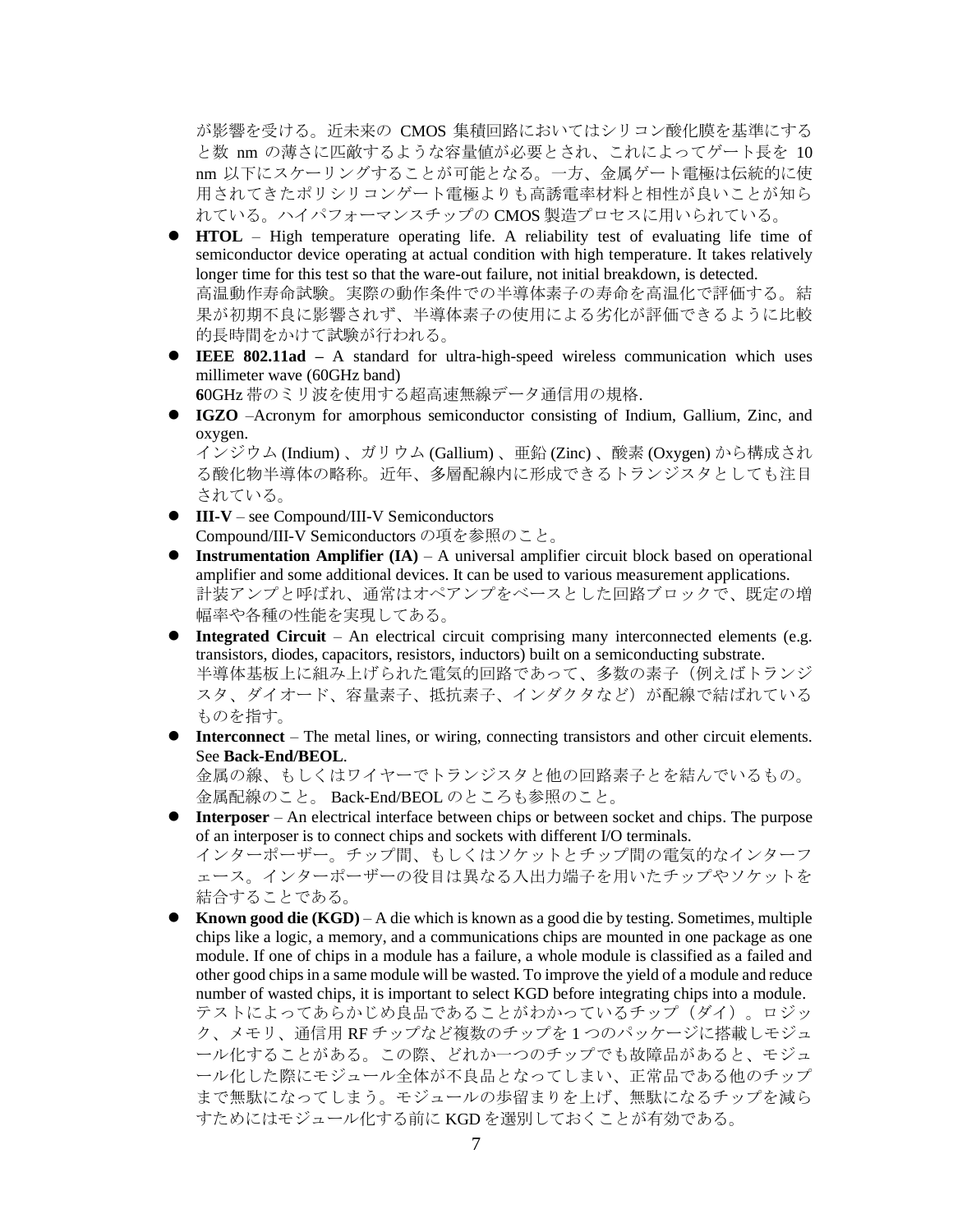が影響を受ける。近未来の CMOS 集積回路においてはシリコン酸化膜を基準にすると数 nm の薄さに匹敵するような容量値が必要とされ、これによってゲート長を 10 nm 以下にスケーリングすることが可能となる。一方、金属ゲート電極は伝統的に使用されてきたポリシリコンゲート電極よりも高誘電率材料と相性が良いことが知られている。ハイパフォーマンスチップの CMOS 製造プロセスに用いられている。

- **HTOL** – High temperature operating life. A reliability test of evaluating life time of semiconductor device operating at actual condition with high temperature. It takes relatively longer time for this test so that the ware-out failure, not initial breakdown, is detected.
  高温動作寿命試験。実際の動作条件での半導体素子の寿命を高温化で評価する。結果が初期不良に影響されず、半導体素子の使用による劣化が評価できるように比較的長時間をかけて試験が行われる。
- **IEEE 802.11ad –** A standard for ultra-high-speed wireless communication which uses millimeter wave (60GHz band)
  **6**0GHz 帯のミリ波を使用する超高速無線データ通信用の規格.
- **IGZO** –Acronym for amorphous semiconductor consisting of Indium, Gallium, Zinc, and oxygen.
  インジウム (Indium) 、ガリウム (Gallium) 、亜鉛 (Zinc) 、酸素 (Oxygen) から構成される酸化物半導体の略称。近年、多層配線内に形成できるトランジスタとしても注目されている。
- **III-V** – see Compound/III-V Semiconductors
  Compound/III-V Semiconductors の項を参照のこと。
- **Instrumentation Amplifier (IA)** – A universal amplifier circuit block based on operational amplifier and some additional devices. It can be used to various measurement applications.
  計装アンプと呼ばれ、通常はオペアンプをベースとした回路ブロックで、既定の増幅率や各種の性能を実現してある。
- **Integrated Circuit** – An electrical circuit comprising many interconnected elements (e.g. transistors, diodes, capacitors, resistors, inductors) built on a semiconducting substrate.
  半導体基板上に組み上げられた電気的回路であって、多数の素子（例えばトランジスタ、ダイオード、容量素子、抵抗素子、インダクタなど）が配線で結ばれているものを指す。
- **Interconnect** – The metal lines, or wiring, connecting transistors and other circuit elements. See **Back-End/BEOL**.
  金属の線、もしくはワイヤーでトランジスタと他の回路素子とを結んでいるもの。金属配線のこと。 Back-End/BEOL のところも参照のこと。
- **Interposer** – An electrical interface between chips or between socket and chips. The purpose of an interposer is to connect chips and sockets with different I/O terminals.
  インターポーザー。チップ間、もしくはソケットとチップ間の電気的なインターフェース。インターポーザーの役目は異なる入出力端子を用いたチップやソケットを結合することである。
- **Known good die (KGD)** – A die which is known as a good die by testing. Sometimes, multiple chips like a logic, a memory, and a communications chips are mounted in one package as one module. If one of chips in a module has a failure, a whole module is classified as a failed and other good chips in a same module will be wasted. To improve the yield of a module and reduce number of wasted chips, it is important to select KGD before integrating chips into a module.
  テストによってあらかじめ良品であることがわかっているチップ（ダイ）。ロジック、メモリ、通信用 RF チップなど複数のチップを 1 つのパッケージに搭載しモジュール化することがある。この際、どれか一つのチップでも故障品があると、モジュール化した際にモジュール全体が不良品となってしまい、正常品である他のチップまで無駄になってしまう。モジュールの歩留まりを上げ、無駄になるチップを減らすためにはモジュール化する前に KGD を選別しておくことが有効である。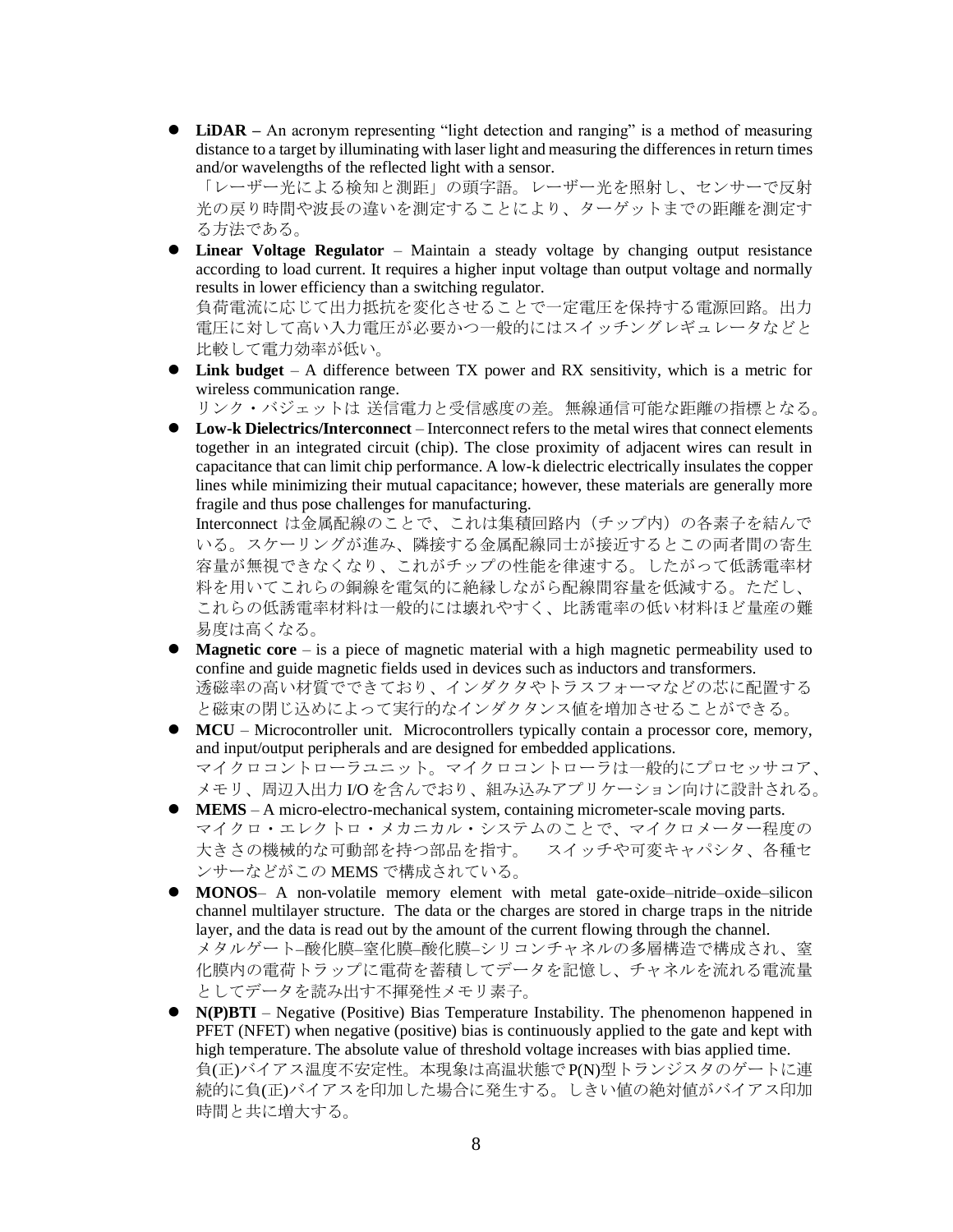- **LiDAR –** An acronym representing "light detection and ranging" is a method of measuring distance to a target by illuminating with laser light and measuring the differences in return times and/or wavelengths of the reflected light with a sensor.
「レーザー光による検知と測距」の頭字語。レーザー光を照射し、センサーで反射光の戻り時間や波長の違いを測定することにより、ターゲットまでの距離を測定する方法である。
- **Linear Voltage Regulator** – Maintain a steady voltage by changing output resistance according to load current. It requires a higher input voltage than output voltage and normally results in lower efficiency than a switching regulator.
負荷電流に応じて出力抵抗を変化させることで一定電圧を保持する電源回路。出力電圧に対して高い入力電圧が必要かつ一般的にはスイッチングレギュレータなどと比較して電力効率が低い。
- **Link budget** – A difference between TX power and RX sensitivity, which is a metric for wireless communication range.
リンク・バジェットは 送信電力と受信感度の差。無線通信可能な距離の指標となる。
- **Low-k Dielectrics/Interconnect** – Interconnect refers to the metal wires that connect elements together in an integrated circuit (chip). The close proximity of adjacent wires can result in capacitance that can limit chip performance. A low-k dielectric electrically insulates the copper lines while minimizing their mutual capacitance; however, these materials are generally more fragile and thus pose challenges for manufacturing.
Interconnect は金属配線のことで、これは集積回路内（チップ内）の各素子を結んでいる。スケーリングが進み、隣接する金属配線同士が接近するとこの両者間の寄生容量が無視できなくなり、これがチップの性能を律速する。したがって低誘電率材料を用いてこれらの銅線を電気的に絶縁しながら配線間容量を低減する。ただし、これらの低誘電率材料は一般的には壊れやすく、比誘電率の低い材料ほど量産の難易度は高くなる。
- **Magnetic core** – is a piece of magnetic material with a high magnetic permeability used to confine and guide magnetic fields used in devices such as inductors and transformers.
透磁率の高い材質でできており、インダクタやトラスフォーマなどの芯に配置すると磁束の閉じ込めによって実行的なインダクタンス値を増加させることができる。
- **MCU** – Microcontroller unit. Microcontrollers typically contain a processor core, memory, and input/output peripherals and are designed for embedded applications.
マイクロコントローラユニット。マイクロコントローラは一般的にプロセッサコア、メモリ、周辺入出力 I/O を含んでおり、組み込みアプリケーション向けに設計される。
- **MEMS** – A micro-electro-mechanical system, containing micrometer-scale moving parts.
マイクロ・エレクトロ・メカニカル・システムのことで、マイクロメーター程度の大きさの機械的な可動部を持つ部品を指す。　スイッチや可変キャパシタ、各種センサーなどがこの MEMS で構成されている。
- **MONOS**– A non-volatile memory element with metal gate-oxide–nitride–oxide–silicon channel multilayer structure. The data or the charges are stored in charge traps in the nitride layer, and the data is read out by the amount of the current flowing through the channel.
メタルゲート–酸化膜–窒化膜–酸化膜–シリコンチャネルの多層構造で構成され、窒化膜内の電荷トラップに電荷を蓄積してデータを記憶し、チャネルを流れる電流量としてデータを読み出す不揮発性メモリ素子。
- **N(P)BTI** – Negative (Positive) Bias Temperature Instability. The phenomenon happened in PFET (NFET) when negative (positive) bias is continuously applied to the gate and kept with high temperature. The absolute value of threshold voltage increases with bias applied time.
負(正)バイアス温度不安定性。本現象は高温状態で P(N)型トランジスタのゲートに連続的に負(正)バイアスを印加した場合に発生する。しきい値の絶対値がバイアス印加時間と共に増大する。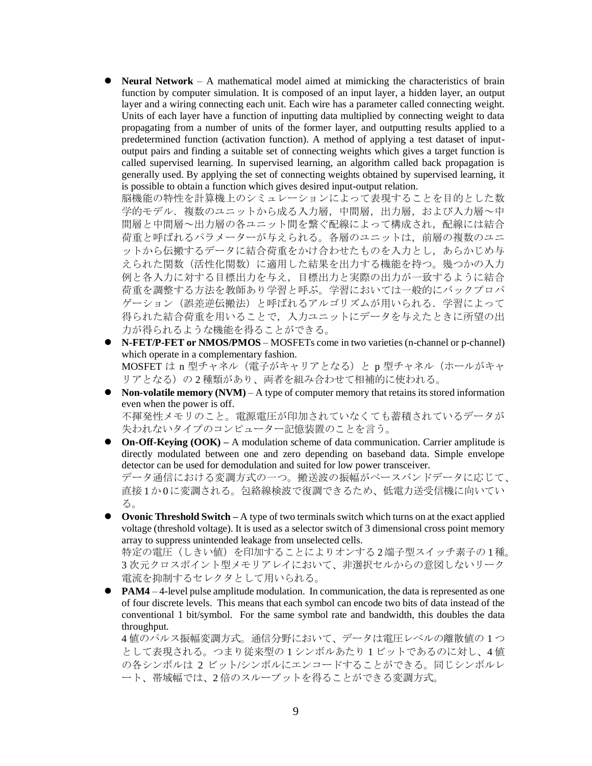- **Neural Network** – A mathematical model aimed at mimicking the characteristics of brain function by computer simulation. It is composed of an input layer, a hidden layer, an output layer and a wiring connecting each unit. Each wire has a parameter called connecting weight. Units of each layer have a function of inputting data multiplied by connecting weight to data propagating from a number of units of the former layer, and outputting results applied to a predetermined function (activation function). A method of applying a test dataset of input-output pairs and finding a suitable set of connecting weights which gives a target function is called supervised learning. In supervised learning, an algorithm called back propagation is generally used. By applying the set of connecting weights obtained by supervised learning, it is possible to obtain a function which gives desired input-output relation.
  脳機能の特性を計算機上のシミュレーションによって表現することを目的とした数学的モデル．複数のユニットから成る入力層，中間層，出力層，および入力層〜中間層と中間層〜出力層の各ユニット間を繋ぐ配線によって構成され，配線には結合荷重と呼ばれるパラメーターが与えられる。各層のユニットは，前層の複数のユニットから伝搬するデータに結合荷重をかけ合わせたものを入力とし，あらかじめ与えられた関数（活性化関数）に適用した結果を出力する機能を持つ。幾つかの入力例と各入力に対する目標出力を与え，目標出力と実際の出力が一致するように結合荷重を調整する方法を教師あり学習と呼ぶ。学習においては一般的にバックプロパゲーション（誤差逆伝搬法）と呼ばれるアルゴリズムが用いられる．学習によって得られた結合荷重を用いることで，入力ユニットにデータを与えたときに所望の出力が得られるような機能を得ることができる。
- **N-FET/P-FET or NMOS/PMOS** – MOSFETs come in two varieties (n-channel or p-channel) which operate in a complementary fashion.
  MOSFET は n 型チャネル（電子がキャリアとなる）と p 型チャネル（ホールがキャリアとなる）の 2 種類があり、両者を組み合わせて相補的に使われる。
- **Non-volatile memory (NVM)** – A type of computer memory that retains its stored information even when the power is off.
  不揮発性メモリのこと。電源電圧が印加されていなくても蓄積されているデータが失われないタイプのコンピューター記憶装置のことを言う。
- **On-Off-Keying (OOK) –** A modulation scheme of data communication. Carrier amplitude is directly modulated between one and zero depending on baseband data. Simple envelope detector can be used for demodulation and suited for low power transceiver.
  データ通信における変調方式の一つ。搬送波の振幅がベースバンドデータに応じて、直接 1 か 0 に変調される。包絡線検波で復調できるため、低電力送受信機に向いている。
- **Ovonic Threshold Switch –** A type of two terminals switch which turns on at the exact applied voltage (threshold voltage). It is used as a selector switch of 3 dimensional cross point memory array to suppress unintended leakage from unselected cells.
  特定の電圧（しきい値）を印加することによりオンする 2 端子型スイッチ素子の 1 種。3 次元クロスポイント型メモリアレイにおいて、非選択セルからの意図しないリーク電流を抑制するセレクタとして用いられる。
- **PAM4** – 4-level pulse amplitude modulation. In communication, the data is represented as one of four discrete levels. This means that each symbol can encode two bits of data instead of the conventional 1 bit/symbol. For the same symbol rate and bandwidth, this doubles the data throughput.
  4 値のパルス振幅変調方式。通信分野において、データは電圧レベルの離散値の 1 つとして表現される。つまり従来型の 1 シンボルあたり 1 ビットであるのに対し、4 値の各シンボルは 2 ビット/シンボルにエンコードすることができる。同じシンボルレート、帯域幅では、2 倍のスループットを得ることができる変調方式。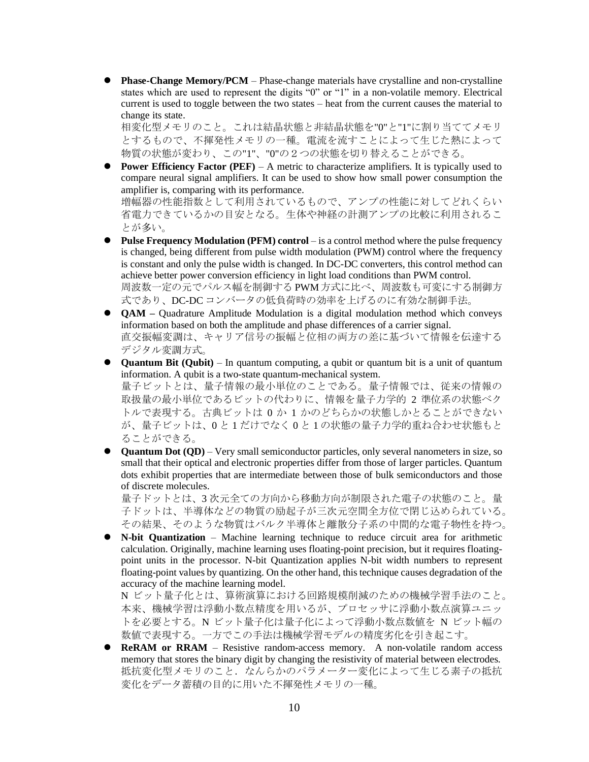- **Phase-Change Memory/PCM** – Phase-change materials have crystalline and non-crystalline states which are used to represent the digits "0" or "1" in a non-volatile memory. Electrical current is used to toggle between the two states – heat from the current causes the material to change its state.
  相変化型メモリのこと。これは結晶状態と非結晶状態を"0"と"1"に割り当ててメモリとするもので、不揮発性メモリの一種。電流を流すことによって生じた熱によって物質の状態が変わり、この"1"、"0"の２つの状態を切り替えることができる。
- **Power Efficiency Factor (PEF)** – A metric to characterize amplifiers. It is typically used to compare neural signal amplifiers. It can be used to show how small power consumption the amplifier is, comparing with its performance.
  増幅器の性能指数として利用されているもので、アンプの性能に対してどれくらい省電力できているかの目安となる。生体や神経の計測アンプの比較に利用されることが多い。
- **Pulse Frequency Modulation (PFM) control** – is a control method where the pulse frequency is changed, being different from pulse width modulation (PWM) control where the frequency is constant and only the pulse width is changed. In DC-DC converters, this control method can achieve better power conversion efficiency in light load conditions than PWM control.
  周波数一定の元でパルス幅を制御する PWM 方式に比べ、周波数も可変にする制御方式であり、DC-DC コンバータの低負荷時の効率を上げるのに有効な制御手法。
- **QAM –** Quadrature Amplitude Modulation is a digital modulation method which conveys information based on both the amplitude and phase differences of a carrier signal.
  直交振幅変調は、キャリア信号の振幅と位相の両方の差に基づいて情報を伝達するデジタル変調方式。
- **Quantum Bit (Qubit)** – In quantum computing, a qubit or quantum bit is a unit of quantum information. A qubit is a two-state quantum-mechanical system.
  量子ビットとは、量子情報の最小単位のことである。量子情報では、従来の情報の取扱量の最小単位であるビットの代わりに、情報を量子力学的 2 準位系の状態ベクトルで表現する。古典ビットは 0 か 1 かのどちらかの状態しかとることができないが、量子ビットは、0 と 1 だけでなく 0 と 1 の状態の量子力学的重ね合わせ状態もとることができる。
- **Quantum Dot (QD)** – Very small semiconductor particles, only several nanometers in size, so small that their optical and electronic properties differ from those of larger particles. Quantum dots exhibit properties that are intermediate between those of bulk semiconductors and those of discrete molecules.
  量子ドットとは、3 次元全ての方向から移動方向が制限された電子の状態のこと。量子ドットは、半導体などの物質の励起子が三次元空間全方位で閉じ込められている。その結果、そのような物質はバルク半導体と離散分子系の中間的な電子物性を持つ。
- **N-bit Quantization** – Machine learning technique to reduce circuit area for arithmetic calculation. Originally, machine learning uses floating-point precision, but it requires floating-point units in the processor. N-bit Quantization applies N-bit width numbers to represent floating-point values by quantizing. On the other hand, this technique causes degradation of the accuracy of the machine learning model.
  N ビット量子化とは、算術演算における回路規模削減のための機械学習手法のこと。本来、機械学習は浮動小数点精度を用いるが、プロセッサに浮動小数点演算ユニットを必要とする。N ビット量子化は量子化によって浮動小数点数値を N ビット幅の数値で表現する。一方でこの手法は機械学習モデルの精度劣化を引き起こす。
- **ReRAM or RRAM** – Resistive random-access memory. A non-volatile random access memory that stores the binary digit by changing the resistivity of material between electrodes.
  抵抗変化型メモリのこと．なんらかのパラメーター変化によって生じる素子の抵抗変化をデータ蓄積の目的に用いた不揮発性メモリの一種。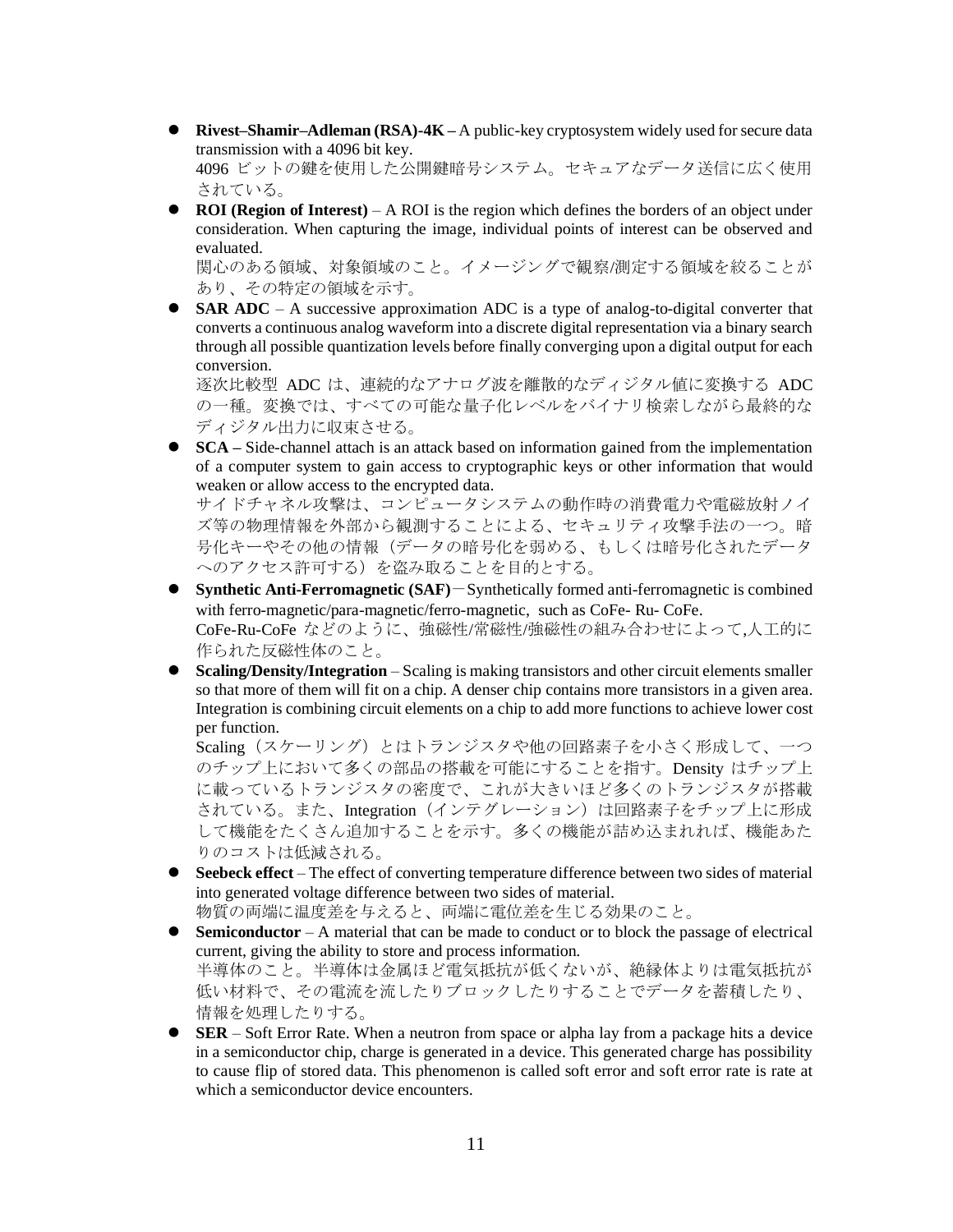- **Rivest–Shamir–Adleman (RSA)-4K –** A public-key cryptosystem widely used for secure data transmission with a 4096 bit key.
  4096 ビットの鍵を使用した公開鍵暗号システム。セキュアなデータ送信に広く使用されている。
- **ROI (Region of Interest)** – A ROI is the region which defines the borders of an object under consideration. When capturing the image, individual points of interest can be observed and evaluated.
  関心のある領域、対象領域のこと。イメージングで観察/測定する領域を絞ることがあり、その特定の領域を示す。
- **SAR ADC** – A successive approximation ADC is a type of analog-to-digital converter that converts a continuous analog waveform into a discrete digital representation via a binary search through all possible quantization levels before finally converging upon a digital output for each conversion.
  逐次比較型 ADC は、連続的なアナログ波を離散的なディジタル値に変換する ADC の一種。変換では、すべての可能な量子化レベルをバイナリ検索しながら最終的なディジタル出力に収束させる。
- **SCA –** Side-channel attach is an attack based on information gained from the implementation of a computer system to gain access to cryptographic keys or other information that would weaken or allow access to the encrypted data.
  サイドチャネル攻撃は、コンピュータシステムの動作時の消費電力や電磁放射ノイズ等の物理情報を外部から観測することによる、セキュリティ攻撃手法の一つ。暗号化キーやその他の情報（データの暗号化を弱める、もしくは暗号化されたデータへのアクセス許可する）を盗み取ることを目的とする。
- **Synthetic Anti-Ferromagnetic (SAF)**－Synthetically formed anti-ferromagnetic is combined with ferro-magnetic/para-magnetic/ferro-magnetic, such as CoFe- Ru- CoFe.
  CoFe-Ru-CoFe などのように、強磁性/常磁性/強磁性の組み合わせによって,人工的に作られた反磁性体のこと。
- **Scaling/Density/Integration** – Scaling is making transistors and other circuit elements smaller so that more of them will fit on a chip. A denser chip contains more transistors in a given area. Integration is combining circuit elements on a chip to add more functions to achieve lower cost per function.
  Scaling（スケーリング）とはトランジスタや他の回路素子を小さく形成して、一つのチップ上において多くの部品の搭載を可能にすることを指す。Density はチップ上に載っているトランジスタの密度で、これが大きいほど多くのトランジスタが搭載されている。また、Integration（インテグレーション）は回路素子をチップ上に形成して機能をたくさん追加することを示す。多くの機能が詰め込まれれば、機能あたりのコストは低減される。
- **Seebeck effect** – The effect of converting temperature difference between two sides of material into generated voltage difference between two sides of material.
  物質の両端に温度差を与えると、両端に電位差を生じる効果のこと。
- **Semiconductor** – A material that can be made to conduct or to block the passage of electrical current, giving the ability to store and process information.
  半導体のこと。半導体は金属ほど電気抵抗が低くないが、絶縁体よりは電気抵抗が低い材料で、その電流を流したりブロックしたりすることでデータを蓄積したり、情報を処理したりする。
- **SER** – Soft Error Rate. When a neutron from space or alpha lay from a package hits a device in a semiconductor chip, charge is generated in a device. This generated charge has possibility to cause flip of stored data. This phenomenon is called soft error and soft error rate is rate at which a semiconductor device encounters.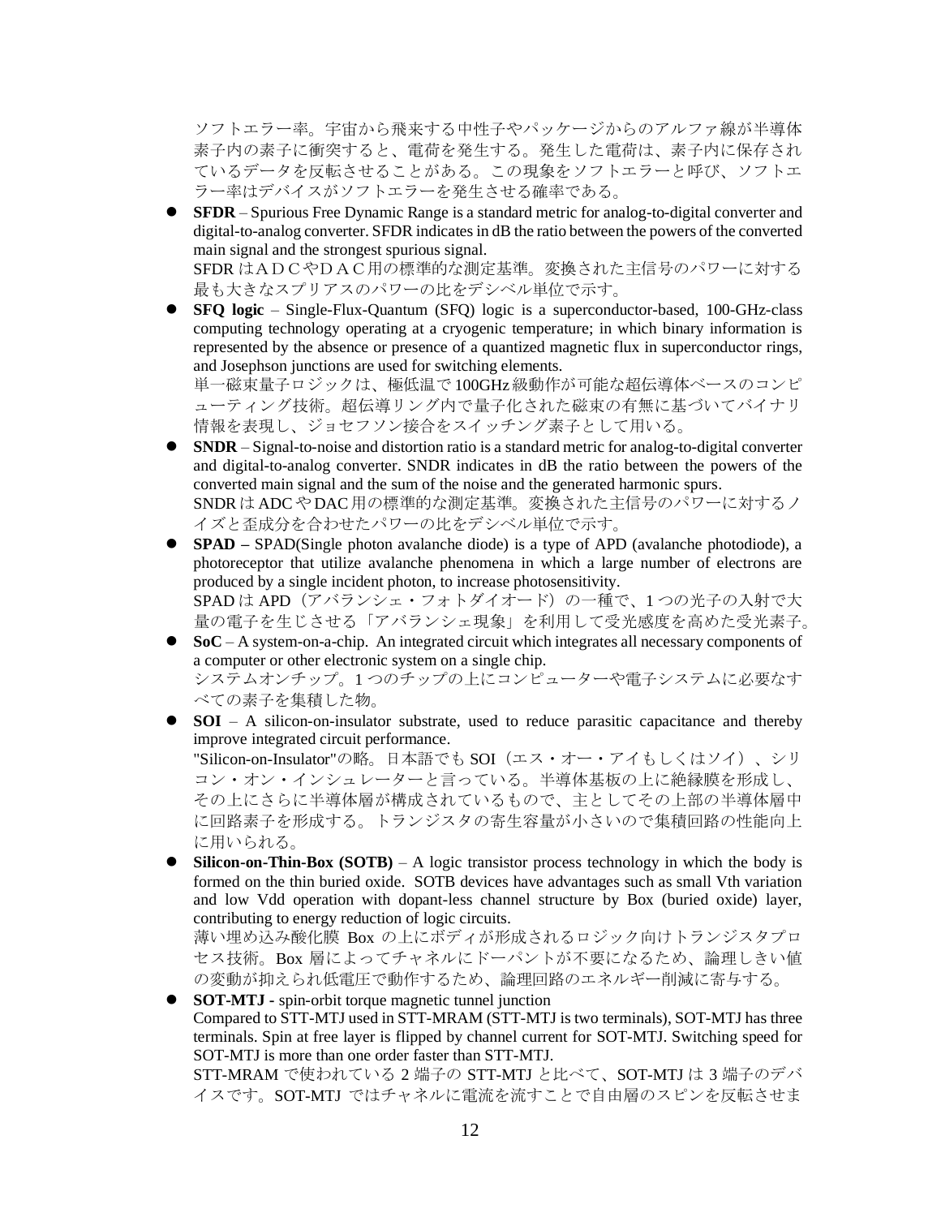ソフトエラー率。宇宙から飛来する中性子やパッケージからのアルファ線が半導体素子内の素子に衝突すると、電荷を発生する。発生した電荷は、素子内に保存されているデータを反転させることがある。この現象をソフトエラーと呼び、ソフトエラー率はデバイスがソフトエラーを発生させる確率である。

- **SFDR** – Spurious Free Dynamic Range is a standard metric for analog-to-digital converter and digital-to-analog converter. SFDR indicates in dB the ratio between the powers of the converted main signal and the strongest spurious signal.
  SFDR はＡＤＣやＤＡＣ用の標準的な測定基準。変換された主信号のパワーに対する最も大きなスプリアスのパワーの比をデシベル単位で示す。
- **SFQ logic** – Single-Flux-Quantum (SFQ) logic is a superconductor-based, 100-GHz-class computing technology operating at a cryogenic temperature; in which binary information is represented by the absence or presence of a quantized magnetic flux in superconductor rings, and Josephson junctions are used for switching elements.
  単一磁束量子ロジックは、極低温で 100GHz 級動作が可能な超伝導体ベースのコンピューティング技術。超伝導リング内で量子化された磁束の有無に基づいてバイナリ情報を表現し、ジョセフソン接合をスイッチング素子として用いる。
- **SNDR** – Signal-to-noise and distortion ratio is a standard metric for analog-to-digital converter and digital-to-analog converter. SNDR indicates in dB the ratio between the powers of the converted main signal and the sum of the noise and the generated harmonic spurs.
  SNDR は ADC や DAC 用の標準的な測定基準。変換された主信号のパワーに対するノイズと歪成分を合わせたパワーの比をデシベル単位で示す。
- **SPAD –** SPAD(Single photon avalanche diode) is a type of APD (avalanche photodiode), a photoreceptor that utilize avalanche phenomena in which a large number of electrons are produced by a single incident photon, to increase photosensitivity.
  SPAD は APD（アバランシェ・フォトダイオード）の一種で、1 つの光子の入射で大量の電子を生じさせる「アバランシェ現象」を利用して受光感度を高めた受光素子。
- **SoC** – A system-on-a-chip. An integrated circuit which integrates all necessary components of a computer or other electronic system on a single chip.
  システムオンチップ。1 つのチップの上にコンピューターや電子システムに必要なすべての素子を集積した物。
- **SOI** – A silicon-on-insulator substrate, used to reduce parasitic capacitance and thereby improve integrated circuit performance.
  "Silicon-on-Insulator"の略。日本語でも SOI（エス・オー・アイもしくはソイ）、シリコン・オン・インシュレーターと言っている。半導体基板の上に絶縁膜を形成し、その上にさらに半導体層が構成されているもので、主としてその上部の半導体層中に回路素子を形成する。トランジスタの寄生容量が小さいので集積回路の性能向上に用いられる。
- **Silicon-on-Thin-Box (SOTB)** – A logic transistor process technology in which the body is formed on the thin buried oxide. SOTB devices have advantages such as small Vth variation and low Vdd operation with dopant-less channel structure by Box (buried oxide) layer, contributing to energy reduction of logic circuits.
  薄い埋め込み酸化膜 Box の上にボディが形成されるロジック向けトランジスタプロセス技術。Box 層によってチャネルにドーパントが不要になるため、論理しきい値の変動が抑えられ低電圧で動作するため、論理回路のエネルギー削減に寄与する。
- **SOT-MTJ -** spin-orbit torque magnetic tunnel junction
  Compared to STT-MTJ used in STT-MRAM (STT-MTJ is two terminals), SOT-MTJ has three terminals. Spin at free layer is flipped by channel current for SOT-MTJ. Switching speed for SOT-MTJ is more than one order faster than STT-MTJ.
  STT-MRAM で使われている 2 端子の STT-MTJ と比べて、SOT-MTJ は 3 端子のデバイスです。SOT-MTJ ではチャネルに電流を流すことで自由層のスピンを反転させま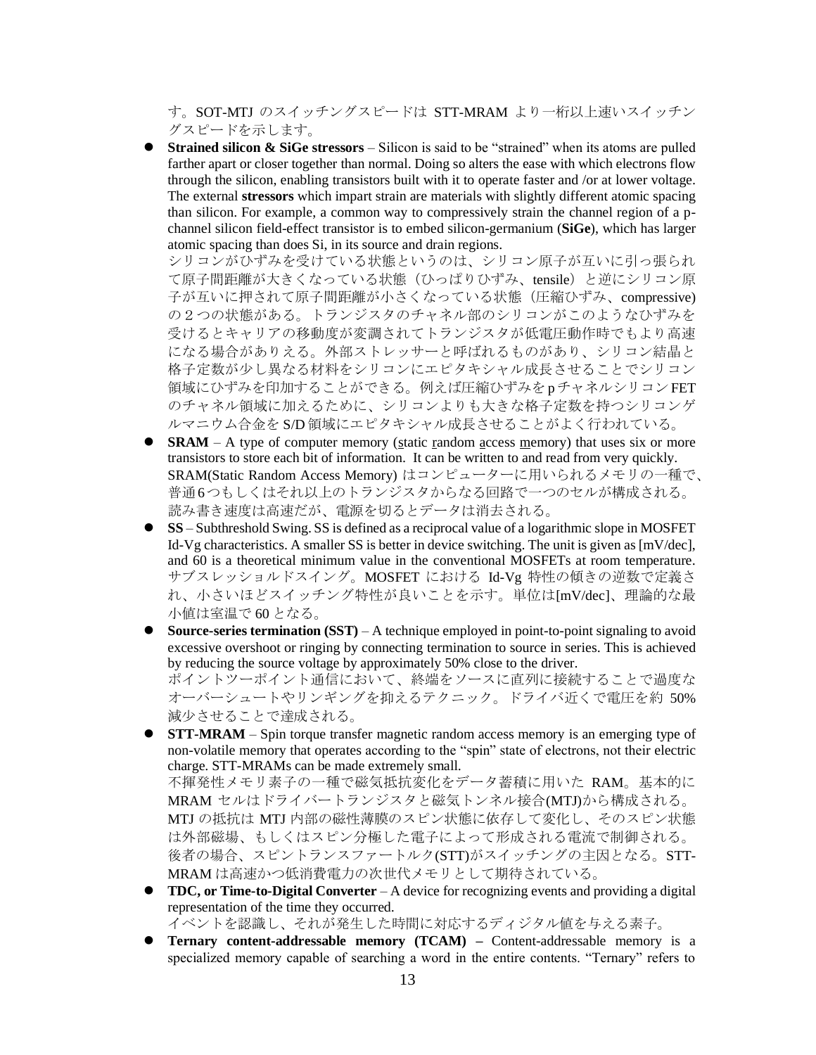す。SOT-MTJ のスイッチングスピードは STT-MRAM より一桁以上速いスイッチングスピードを示します。

- **Strained silicon & SiGe stressors** – Silicon is said to be "strained" when its atoms are pulled farther apart or closer together than normal. Doing so alters the ease with which electrons flow through the silicon, enabling transistors built with it to operate faster and /or at lower voltage. The external **stressors** which impart strain are materials with slightly different atomic spacing than silicon. For example, a common way to compressively strain the channel region of a p-channel silicon field-effect transistor is to embed silicon-germanium (**SiGe**), which has larger atomic spacing than does Si, in its source and drain regions.
  シリコンがひずみを受けている状態というのは、シリコン原子が互いに引っ張られて原子間距離が大きくなっている状態（ひっぱりひずみ、tensile）と逆にシリコン原子が互いに押されて原子間距離が小さくなっている状態（圧縮ひずみ、compressive)の２つの状態がある。トランジスタのチャネル部のシリコンがこのようなひずみを受けるとキャリアの移動度が変調されてトランジスタが低電圧動作時でもより高速になる場合がありえる。外部ストレッサーと呼ばれるものがあり、シリコン結晶と格子定数が少し異なる材料をシリコンにエピタキシャル成長させることでシリコン領域にひずみを印加することができる。例えば圧縮ひずみを p チャネルシリコン FET のチャネル領域に加えるために、シリコンよりも大きな格子定数を持つシリコンゲルマニウム合金を S/D 領域にエピタキシャル成長させることがよく行われている。
- **SRAM** – A type of computer memory (static random access memory) that uses six or more transistors to store each bit of information. It can be written to and read from very quickly.
  SRAM(Static Random Access Memory) はコンピューターに用いられるメモリの一種で、普通6つもしくはそれ以上のトランジスタからなる回路で一つのセルが構成される。読み書き速度は高速だが、電源を切るとデータは消去される。
- **SS** – Subthreshold Swing. SS is defined as a reciprocal value of a logarithmic slope in MOSFET Id-Vg characteristics. A smaller SS is better in device switching. The unit is given as [mV/dec], and 60 is a theoretical minimum value in the conventional MOSFETs at room temperature.
  サブスレッショルドスイング。MOSFET における Id-Vg 特性の傾きの逆数で定義され、小さいほどスイッチング特性が良いことを示す。単位は[mV/dec]、理論的な最小値は室温で 60 となる。
- **Source-series termination (SST)** – A technique employed in point-to-point signaling to avoid excessive overshoot or ringing by connecting termination to source in series. This is achieved by reducing the source voltage by approximately 50% close to the driver.
  ポイントツーポイント通信において、終端をソースに直列に接続することで過度なオーバーシュートやリンギングを抑えるテクニック。ドライバ近くで電圧を約 50%減少させることで達成される。
- **STT-MRAM** – Spin torque transfer magnetic random access memory is an emerging type of non-volatile memory that operates according to the "spin" state of electrons, not their electric charge. STT-MRAMs can be made extremely small.
  不揮発性メモリ素子の一種で磁気抵抗変化をデータ蓄積に用いた RAM。基本的に MRAM セルはドライバートランジスタと磁気トンネル接合(MTJ)から構成される。MTJ の抵抗は MTJ 内部の磁性薄膜のスピン状態に依存して変化し、そのスピン状態は外部磁場、もしくはスピン分極した電子によって形成される電流で制御される。後者の場合、スピントランスファートルク(STT)がスイッチングの主因となる。STT-MRAM は高速かつ低消費電力の次世代メモリとして期待されている。
- **TDC, or Time-to-Digital Converter** – A device for recognizing events and providing a digital representation of the time they occurred.
  イベントを認識し、それが発生した時間に対応するディジタル値を与える素子。
- **Ternary content-addressable memory (TCAM) –** Content-addressable memory is a specialized memory capable of searching a word in the entire contents. "Ternary" refers to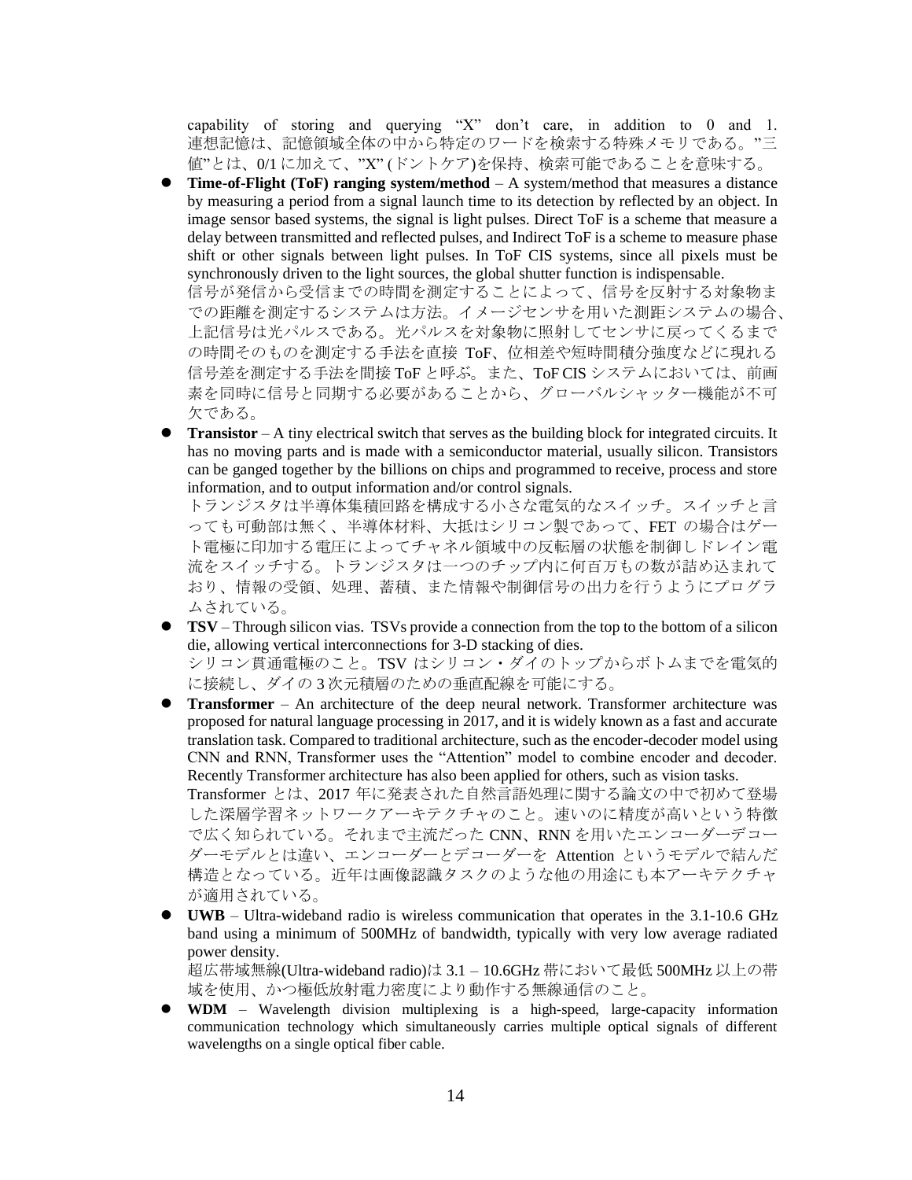capability of storing and querying "X" don't care, in addition to 0 and 1.
連想記憶は、記憶領域全体の中から特定のワードを検索する特殊メモリである。"三値"とは、0/1 に加えて、"X" (ドントケア)を保持、検索可能であることを意味する。

- **Time-of-Flight (ToF) ranging system/method** – A system/method that measures a distance by measuring a period from a signal launch time to its detection by reflected by an object. In image sensor based systems, the signal is light pulses. Direct ToF is a scheme that measure a delay between transmitted and reflected pulses, and Indirect ToF is a scheme to measure phase shift or other signals between light pulses. In ToF CIS systems, since all pixels must be synchronously driven to the light sources, the global shutter function is indispensable.
  信号が発信から受信までの時間を測定することによって、信号を反射する対象物までの距離を測定するシステムは方法。イメージセンサを用いた測距システムの場合、上記信号は光パルスである。光パルスを対象物に照射してセンサに戻ってくるまでの時間そのものを測定する手法を直接 ToF、位相差や短時間積分強度などに現れる信号差を測定する手法を間接 ToF と呼ぶ。また、ToF CIS システムにおいては、前画素を同時に信号と同期する必要があることから、グローバルシャッター機能が不可欠である。
- **Transistor** – A tiny electrical switch that serves as the building block for integrated circuits. It has no moving parts and is made with a semiconductor material, usually silicon. Transistors can be ganged together by the billions on chips and programmed to receive, process and store information, and to output information and/or control signals.
  トランジスタは半導体集積回路を構成する小さな電気的なスイッチ。スイッチと言っても可動部は無く、半導体材料、大抵はシリコン製であって、FET の場合はゲート電極に印加する電圧によってチャネル領域中の反転層の状態を制御しドレイン電流をスイッチする。トランジスタは一つのチップ内に何百万もの数が詰め込まれており、情報の受領、処理、蓄積、また情報や制御信号の出力を行うようにプログラムされている。
- **TSV** – Through silicon vias. TSVs provide a connection from the top to the bottom of a silicon die, allowing vertical interconnections for 3-D stacking of dies.
  シリコン貫通電極のこと。TSV はシリコン・ダイのトップからボトムまでを電気的に接続し、ダイの 3 次元積層のための垂直配線を可能にする。
- **Transformer** – An architecture of the deep neural network. Transformer architecture was proposed for natural language processing in 2017, and it is widely known as a fast and accurate translation task. Compared to traditional architecture, such as the encoder-decoder model using CNN and RNN, Transformer uses the "Attention" model to combine encoder and decoder. Recently Transformer architecture has also been applied for others, such as vision tasks.
  Transformer とは、2017 年に発表された自然言語処理に関する論文の中で初めて登場した深層学習ネットワークアーキテクチャのこと。速いのに精度が高いという特徴で広く知られている。それまで主流だった CNN、RNN を用いたエンコーダーデコーダーモデルとは違い、エンコーダーとデコーダーを Attention というモデルで結んだ構造となっている。近年は画像認識タスクのような他の用途にも本アーキテクチャが適用されている。
- **UWB** – Ultra-wideband radio is wireless communication that operates in the 3.1-10.6 GHz band using a minimum of 500MHz of bandwidth, typically with very low average radiated power density.
  超広帯域無線(Ultra-wideband radio)は 3.1 – 10.6GHz 帯において最低 500MHz 以上の帯域を使用、かつ極低放射電力密度により動作する無線通信のこと。
- **WDM** – Wavelength division multiplexing is a high-speed, large-capacity information communication technology which simultaneously carries multiple optical signals of different wavelengths on a single optical fiber cable.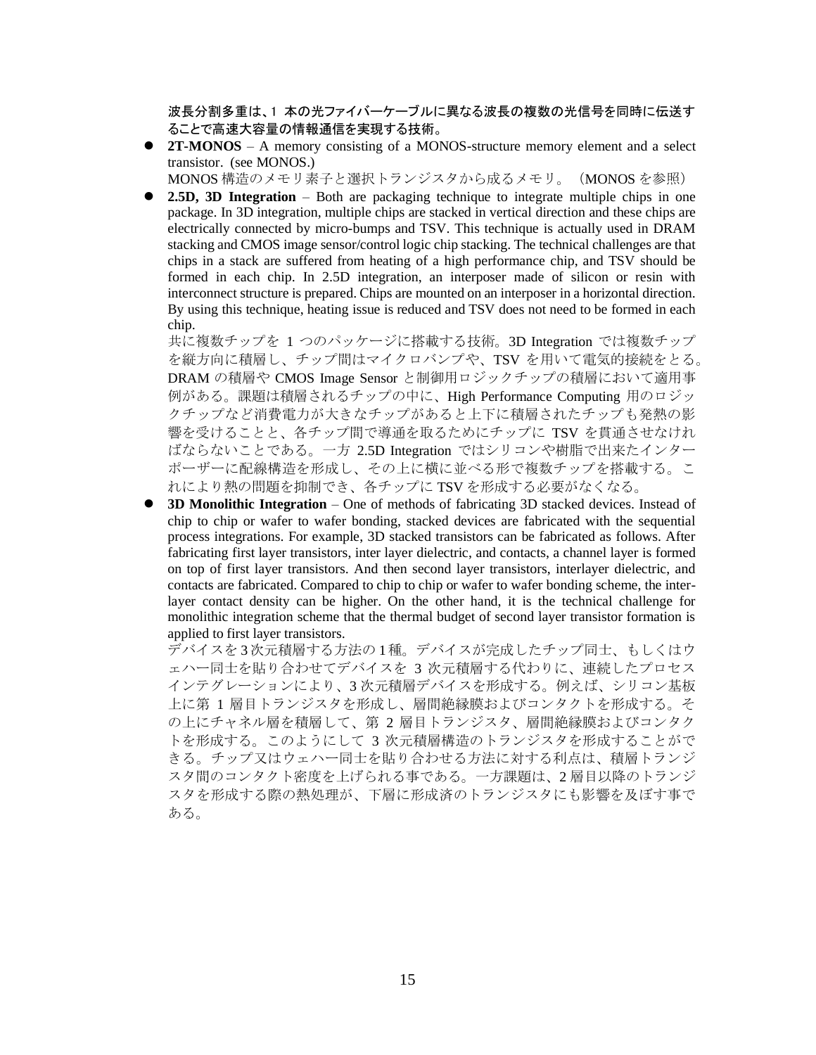波長分割多重は、1 本の光ファイバーケーブルに異なる波長の複数の光信号を同時に伝送することで高速大容量の情報通信を実現する技術。

- **2T-MONOS** – A memory consisting of a MONOS-structure memory element and a select transistor. (see MONOS.)
  MONOS 構造のメモリ素子と選択トランジスタから成るメモリ。（MONOS を参照）
- **2.5D, 3D Integration** – Both are packaging technique to integrate multiple chips in one package. In 3D integration, multiple chips are stacked in vertical direction and these chips are electrically connected by micro-bumps and TSV. This technique is actually used in DRAM stacking and CMOS image sensor/control logic chip stacking. The technical challenges are that chips in a stack are suffered from heating of a high performance chip, and TSV should be formed in each chip. In 2.5D integration, an interposer made of silicon or resin with interconnect structure is prepared. Chips are mounted on an interposer in a horizontal direction. By using this technique, heating issue is reduced and TSV does not need to be formed in each chip.
  共に複数チップを 1 つのパッケージに搭載する技術。3D Integration では複数チップを縦方向に積層し、チップ間はマイクロバンプや、TSV を用いて電気的接続をとる。DRAM の積層や CMOS Image Sensor と制御用ロジックチップの積層において適用事例がある。課題は積層されるチップの中に、High Performance Computing 用のロジックチップなど消費電力が大きなチップがあると上下に積層されたチップも発熱の影響を受けることと、各チップ間で導通を取るためにチップに TSV を貫通させなければならないことである。一方 2.5D Integration ではシリコンや樹脂で出来たインターポーザーに配線構造を形成し、その上に横に並べる形で複数チップを搭載する。これにより熱の問題を抑制でき、各チップに TSV を形成する必要がなくなる。
- **3D Monolithic Integration** – One of methods of fabricating 3D stacked devices. Instead of chip to chip or wafer to wafer bonding, stacked devices are fabricated with the sequential process integrations. For example, 3D stacked transistors can be fabricated as follows. After fabricating first layer transistors, inter layer dielectric, and contacts, a channel layer is formed on top of first layer transistors. And then second layer transistors, interlayer dielectric, and contacts are fabricated. Compared to chip to chip or wafer to wafer bonding scheme, the inter-layer contact density can be higher. On the other hand, it is the technical challenge for monolithic integration scheme that the thermal budget of second layer transistor formation is applied to first layer transistors.
  デバイスを 3 次元積層する方法の 1 種。デバイスが完成したチップ同士、もしくはウェハー同士を貼り合わせてデバイスを 3 次元積層する代わりに、連続したプロセスインテグレーションにより、3 次元積層デバイスを形成する。例えば、シリコン基板上に第 1 層目トランジスタを形成し、層間絶縁膜およびコンタクトを形成する。その上にチャネル層を積層して、第 2 層目トランジスタ、層間絶縁膜およびコンタクトを形成する。このようにして 3 次元積層構造のトランジスタを形成することができる。チップ又はウェハー同士を貼り合わせる方法に対する利点は、積層トランジスタ間のコンタクト密度を上げられる事である。一方課題は、2 層目以降のトランジスタを形成する際の熱処理が、下層に形成済のトランジスタにも影響を及ぼす事である。